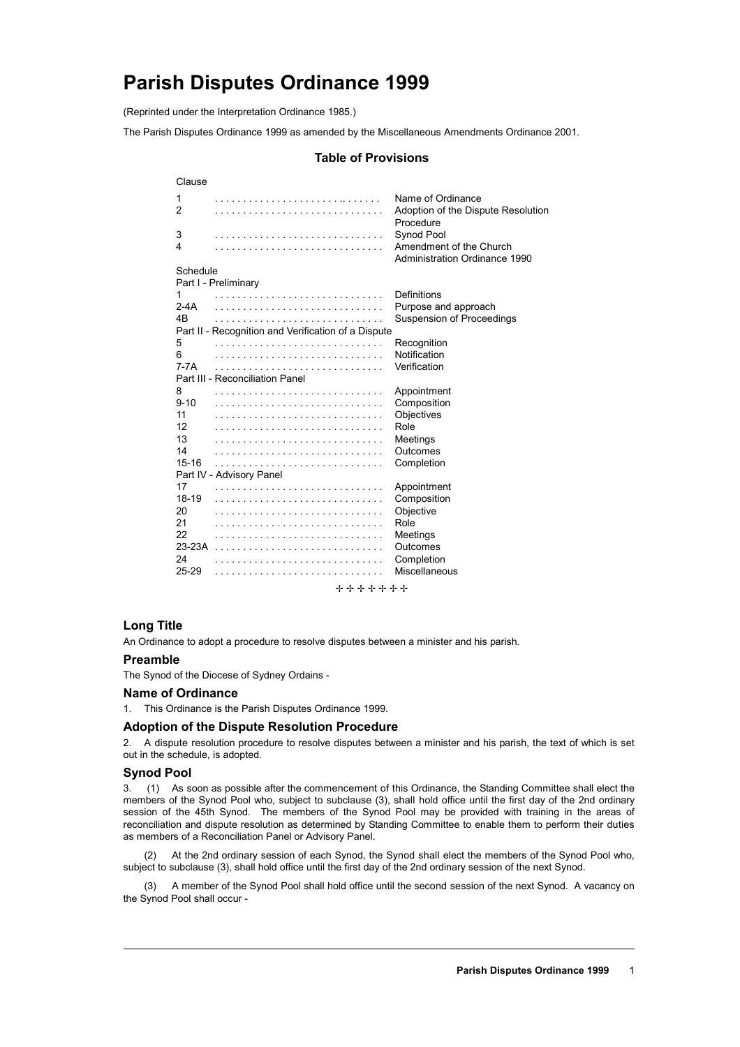# Parish Disputes Ordinance 1999

(Reprinted under the Interpretation Ordinance 1985.)

The Parish Disputes Ordinance 1999 as amended by the Miscellaneous Amendments Ordinance 2001.

## Table of Provisions

| Clause | |
|---|---|
| 1 | Name of Ordinance |
| 2 | Adoption of the Dispute Resolution Procedure |
| 3 | Synod Pool |
| 4 | Amendment of the Church Administration Ordinance 1990 |
| **Schedule** | |
| **Part I - Preliminary** | |
| 1 | Definitions |
| 2-4A | Purpose and approach |
| 4B | Suspension of Proceedings |
| **Part II - Recognition and Verification of a Dispute** | |
| 5 | Recognition |
| 6 | Notification |
| 7-7A | Verification |
| **Part III - Reconciliation Panel** | |
| 8 | Appointment |
| 9-10 | Composition |
| 11 | Objectives |
| 12 | Role |
| 13 | Meetings |
| 14 | Outcomes |
| 15-16 | Completion |
| **Part IV - Advisory Panel** | |
| 17 | Appointment |
| 18-19 | Composition |
| 20 | Objective |
| 21 | Role |
| 22 | Meetings |
| 23-23A | Outcomes |
| 24 | Completion |
| 25-29 | Miscellaneous |

✢ ✢ ✢ ✢ ✢ ✢ ✢

### Long Title

An Ordinance to adopt a procedure to resolve disputes between a minister and his parish.

### Preamble

The Synod of the Diocese of Sydney Ordains -

### Name of Ordinance

1. This Ordinance is the Parish Disputes Ordinance 1999.

### Adoption of the Dispute Resolution Procedure

2. A dispute resolution procedure to resolve disputes between a minister and his parish, the text of which is set out in the schedule, is adopted.

### Synod Pool

3. (1) As soon as possible after the commencement of this Ordinance, the Standing Committee shall elect the members of the Synod Pool who, subject to subclause (3), shall hold office until the first day of the 2nd ordinary session of the 45th Synod. The members of the Synod Pool may be provided with training in the areas of reconciliation and dispute resolution as determined by Standing Committee to enable them to perform their duties as members of a Reconciliation Panel or Advisory Panel.

(2) At the 2nd ordinary session of each Synod, the Synod shall elect the members of the Synod Pool who, subject to subclause (3), shall hold office until the first day of the 2nd ordinary session of the next Synod.

(3) A member of the Synod Pool shall hold office until the second session of the next Synod. A vacancy on the Synod Pool shall occur -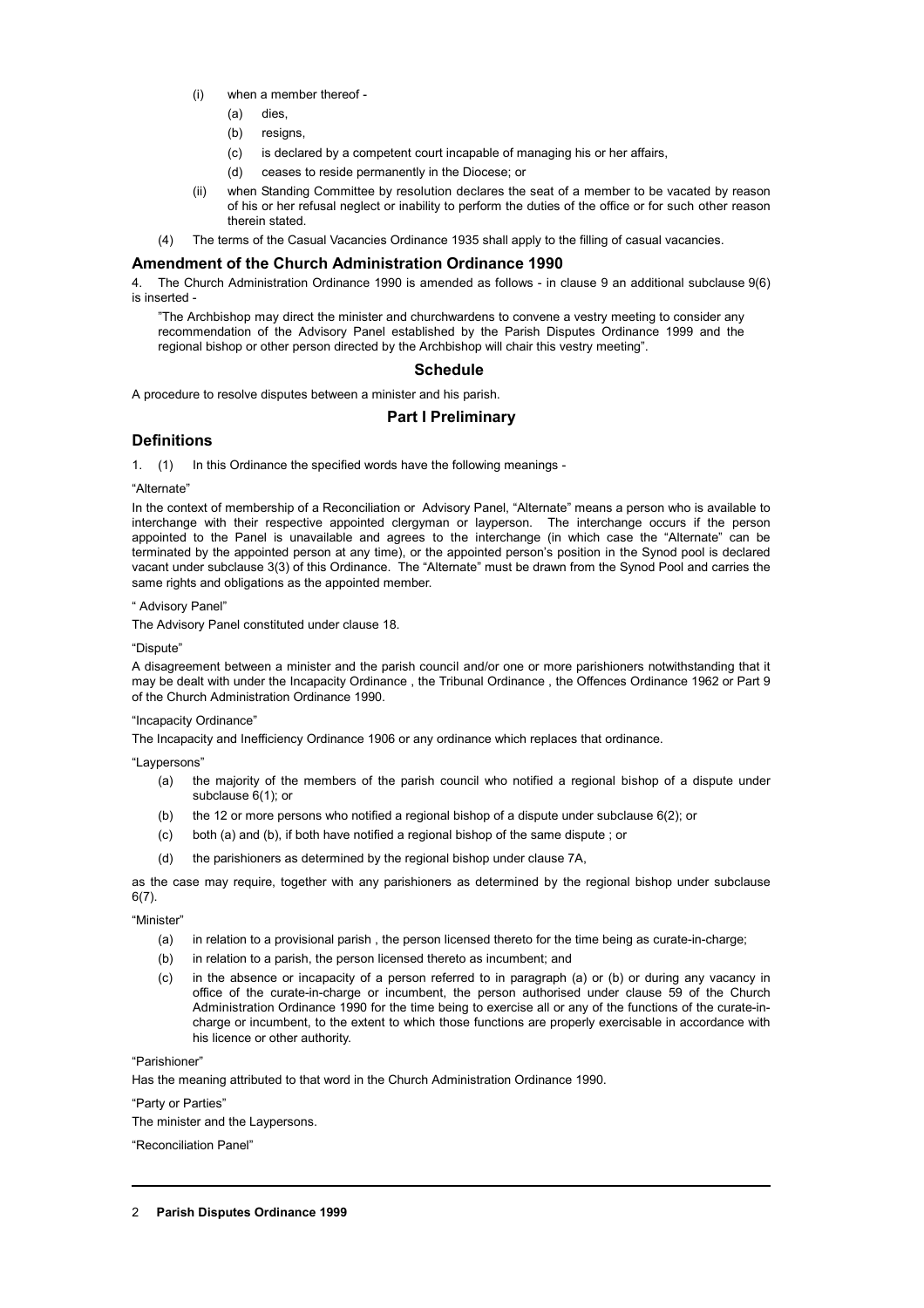(i) when a member thereof -

  (a) dies,

  (b) resigns,

  (c) is declared by a competent court incapable of managing his or her affairs,

  (d) ceases to reside permanently in the Diocese; or

(ii) when Standing Committee by resolution declares the seat of a member to be vacated by reason of his or her refusal neglect or inability to perform the duties of the office or for such other reason therein stated.

(4) The terms of the Casual Vacancies Ordinance 1935 shall apply to the filling of casual vacancies.

## Amendment of the Church Administration Ordinance 1990

4. The Church Administration Ordinance 1990 is amended as follows - in clause 9 an additional subclause 9(6) is inserted -

"The Archbishop may direct the minister and churchwardens to convene a vestry meeting to consider any recommendation of the Advisory Panel established by the Parish Disputes Ordinance 1999 and the regional bishop or other person directed by the Archbishop will chair this vestry meeting".

## Schedule

A procedure to resolve disputes between a minister and his parish.

## Part I Preliminary

## Definitions

1. (1) In this Ordinance the specified words have the following meanings -

"Alternate"

In the context of membership of a Reconciliation or Advisory Panel, "Alternate" means a person who is available to interchange with their respective appointed clergyman or layperson. The interchange occurs if the person appointed to the Panel is unavailable and agrees to the interchange (in which case the "Alternate" can be terminated by the appointed person at any time), or the appointed person's position in the Synod pool is declared vacant under subclause 3(3) of this Ordinance. The "Alternate" must be drawn from the Synod Pool and carries the same rights and obligations as the appointed member.

" Advisory Panel"

The Advisory Panel constituted under clause 18.

"Dispute"

A disagreement between a minister and the parish council and/or one or more parishioners notwithstanding that it may be dealt with under the Incapacity Ordinance , the Tribunal Ordinance , the Offences Ordinance 1962 or Part 9 of the Church Administration Ordinance 1990.

"Incapacity Ordinance"

The Incapacity and Inefficiency Ordinance 1906 or any ordinance which replaces that ordinance.

"Laypersons"

(a) the majority of the members of the parish council who notified a regional bishop of a dispute under subclause 6(1); or

(b) the 12 or more persons who notified a regional bishop of a dispute under subclause 6(2); or

(c) both (a) and (b), if both have notified a regional bishop of the same dispute ; or

(d) the parishioners as determined by the regional bishop under clause 7A,

as the case may require, together with any parishioners as determined by the regional bishop under subclause 6(7).

"Minister"

(a) in relation to a provisional parish , the person licensed thereto for the time being as curate-in-charge;

(b) in relation to a parish, the person licensed thereto as incumbent; and

(c) in the absence or incapacity of a person referred to in paragraph (a) or (b) or during any vacancy in office of the curate-in-charge or incumbent, the person authorised under clause 59 of the Church Administration Ordinance 1990 for the time being to exercise all or any of the functions of the curate-in-charge or incumbent, to the extent to which those functions are properly exercisable in accordance with his licence or other authority.

"Parishioner"

Has the meaning attributed to that word in the Church Administration Ordinance 1990.

"Party or Parties"

The minister and the Laypersons.

"Reconciliation Panel"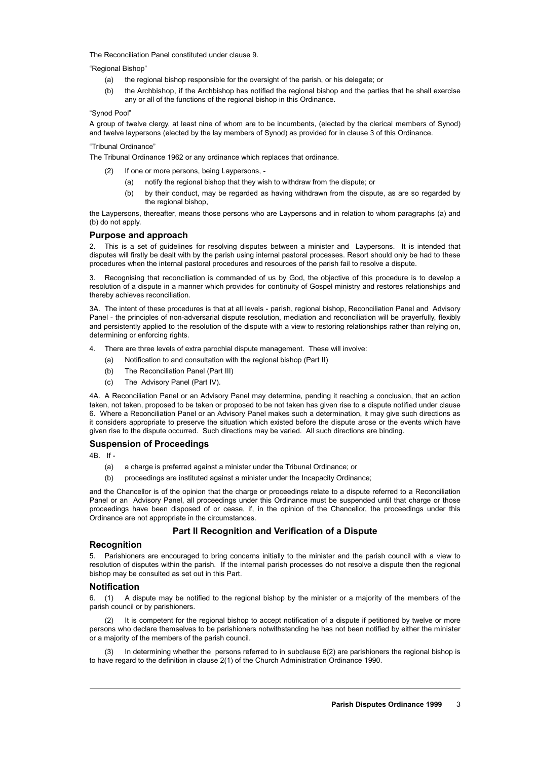The Reconciliation Panel constituted under clause 9.

"Regional Bishop"

(a) the regional bishop responsible for the oversight of the parish, or his delegate; or

(b) the Archbishop, if the Archbishop has notified the regional bishop and the parties that he shall exercise any or all of the functions of the regional bishop in this Ordinance.

"Synod Pool"

A group of twelve clergy, at least nine of whom are to be incumbents, (elected by the clerical members of Synod) and twelve laypersons (elected by the lay members of Synod) as provided for in clause 3 of this Ordinance.

"Tribunal Ordinance"

The Tribunal Ordinance 1962 or any ordinance which replaces that ordinance.

(2) If one or more persons, being Laypersons, -

(a) notify the regional bishop that they wish to withdraw from the dispute; or

(b) by their conduct, may be regarded as having withdrawn from the dispute, as are so regarded by the regional bishop,

the Laypersons, thereafter, means those persons who are Laypersons and in relation to whom paragraphs (a) and (b) do not apply.

### Purpose and approach

2. This is a set of guidelines for resolving disputes between a minister and Laypersons. It is intended that disputes will firstly be dealt with by the parish using internal pastoral processes. Resort should only be had to these procedures when the internal pastoral procedures and resources of the parish fail to resolve a dispute.

3. Recognising that reconciliation is commanded of us by God, the objective of this procedure is to develop a resolution of a dispute in a manner which provides for continuity of Gospel ministry and restores relationships and thereby achieves reconciliation.

3A. The intent of these procedures is that at all levels - parish, regional bishop, Reconciliation Panel and Advisory Panel - the principles of non-adversarial dispute resolution, mediation and reconciliation will be prayerfully, flexibly and persistently applied to the resolution of the dispute with a view to restoring relationships rather than relying on, determining or enforcing rights.

4. There are three levels of extra parochial dispute management. These will involve:

(a) Notification to and consultation with the regional bishop (Part II)

(b) The Reconciliation Panel (Part III)

(c) The Advisory Panel (Part IV).

4A. A Reconciliation Panel or an Advisory Panel may determine, pending it reaching a conclusion, that an action taken, not taken, proposed to be taken or proposed to be not taken has given rise to a dispute notified under clause 6. Where a Reconciliation Panel or an Advisory Panel makes such a determination, it may give such directions as it considers appropriate to preserve the situation which existed before the dispute arose or the events which have given rise to the dispute occurred. Such directions may be varied. All such directions are binding.

### Suspension of Proceedings

4B. If -

(a) a charge is preferred against a minister under the Tribunal Ordinance; or

(b) proceedings are instituted against a minister under the Incapacity Ordinance;

and the Chancellor is of the opinion that the charge or proceedings relate to a dispute referred to a Reconciliation Panel or an Advisory Panel, all proceedings under this Ordinance must be suspended until that charge or those proceedings have been disposed of or cease, if, in the opinion of the Chancellor, the proceedings under this Ordinance are not appropriate in the circumstances.

## Part II Recognition and Verification of a Dispute

### Recognition

5. Parishioners are encouraged to bring concerns initially to the minister and the parish council with a view to resolution of disputes within the parish. If the internal parish processes do not resolve a dispute then the regional bishop may be consulted as set out in this Part.

### Notification

6. (1) A dispute may be notified to the regional bishop by the minister or a majority of the members of the parish council or by parishioners.

(2) It is competent for the regional bishop to accept notification of a dispute if petitioned by twelve or more persons who declare themselves to be parishioners notwithstanding he has not been notified by either the minister or a majority of the members of the parish council.

(3) In determining whether the persons referred to in subclause 6(2) are parishioners the regional bishop is to have regard to the definition in clause 2(1) of the Church Administration Ordinance 1990.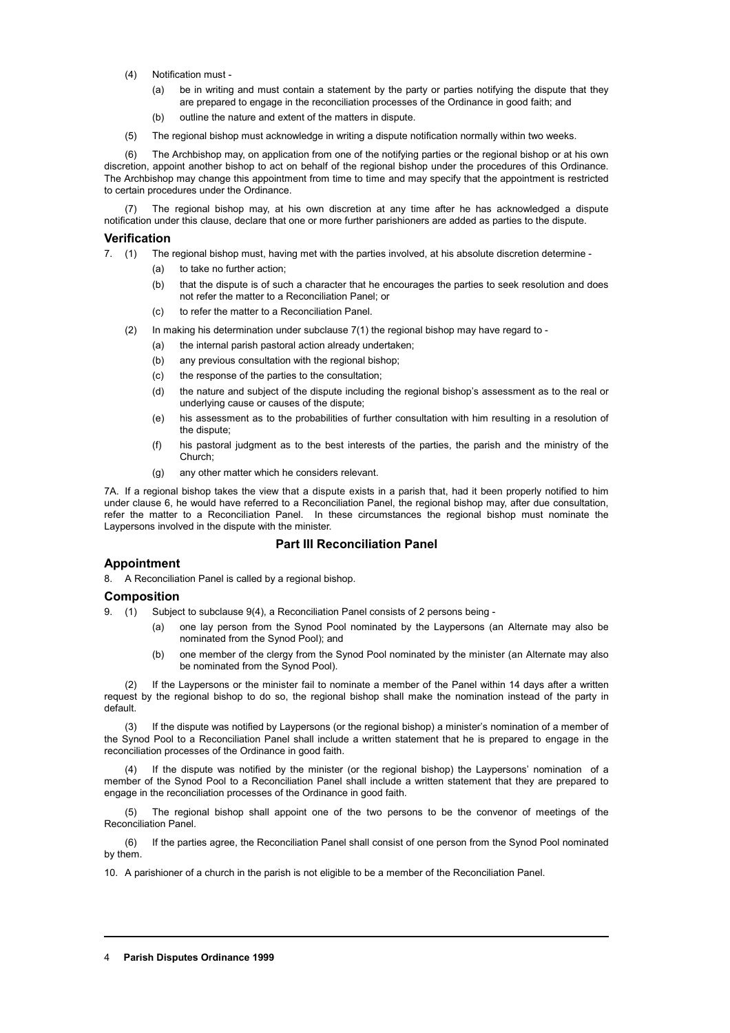(4) Notification must -

   (a) be in writing and must contain a statement by the party or parties notifying the dispute that they are prepared to engage in the reconciliation processes of the Ordinance in good faith; and

   (b) outline the nature and extent of the matters in dispute.

(5) The regional bishop must acknowledge in writing a dispute notification normally within two weeks.

(6) The Archbishop may, on application from one of the notifying parties or the regional bishop or at his own discretion, appoint another bishop to act on behalf of the regional bishop under the procedures of this Ordinance. The Archbishop may change this appointment from time to time and may specify that the appointment is restricted to certain procedures under the Ordinance.

(7) The regional bishop may, at his own discretion at any time after he has acknowledged a dispute notification under this clause, declare that one or more further parishioners are added as parties to the dispute.

### Verification

7. (1) The regional bishop must, having met with the parties involved, at his absolute discretion determine -

   (a) to take no further action;

   (b) that the dispute is of such a character that he encourages the parties to seek resolution and does not refer the matter to a Reconciliation Panel; or

   (c) to refer the matter to a Reconciliation Panel.

(2) In making his determination under subclause 7(1) the regional bishop may have regard to -

   (a) the internal parish pastoral action already undertaken;

   (b) any previous consultation with the regional bishop;

   (c) the response of the parties to the consultation;

   (d) the nature and subject of the dispute including the regional bishop's assessment as to the real or underlying cause or causes of the dispute;

   (e) his assessment as to the probabilities of further consultation with him resulting in a resolution of the dispute;

   (f) his pastoral judgment as to the best interests of the parties, the parish and the ministry of the Church;

   (g) any other matter which he considers relevant.

7A. If a regional bishop takes the view that a dispute exists in a parish that, had it been properly notified to him under clause 6, he would have referred to a Reconciliation Panel, the regional bishop may, after due consultation, refer the matter to a Reconciliation Panel. In these circumstances the regional bishop must nominate the Laypersons involved in the dispute with the minister.

## Part III Reconciliation Panel

### Appointment

8. A Reconciliation Panel is called by a regional bishop.

### Composition

9. (1) Subject to subclause 9(4), a Reconciliation Panel consists of 2 persons being -

   (a) one lay person from the Synod Pool nominated by the Laypersons (an Alternate may also be nominated from the Synod Pool); and

   (b) one member of the clergy from the Synod Pool nominated by the minister (an Alternate may also be nominated from the Synod Pool).

(2) If the Laypersons or the minister fail to nominate a member of the Panel within 14 days after a written request by the regional bishop to do so, the regional bishop shall make the nomination instead of the party in default.

(3) If the dispute was notified by Laypersons (or the regional bishop) a minister's nomination of a member of the Synod Pool to a Reconciliation Panel shall include a written statement that he is prepared to engage in the reconciliation processes of the Ordinance in good faith.

(4) If the dispute was notified by the minister (or the regional bishop) the Laypersons' nomination of a member of the Synod Pool to a Reconciliation Panel shall include a written statement that they are prepared to engage in the reconciliation processes of the Ordinance in good faith.

(5) The regional bishop shall appoint one of the two persons to be the convenor of meetings of the Reconciliation Panel.

(6) If the parties agree, the Reconciliation Panel shall consist of one person from the Synod Pool nominated by them.

10. A parishioner of a church in the parish is not eligible to be a member of the Reconciliation Panel.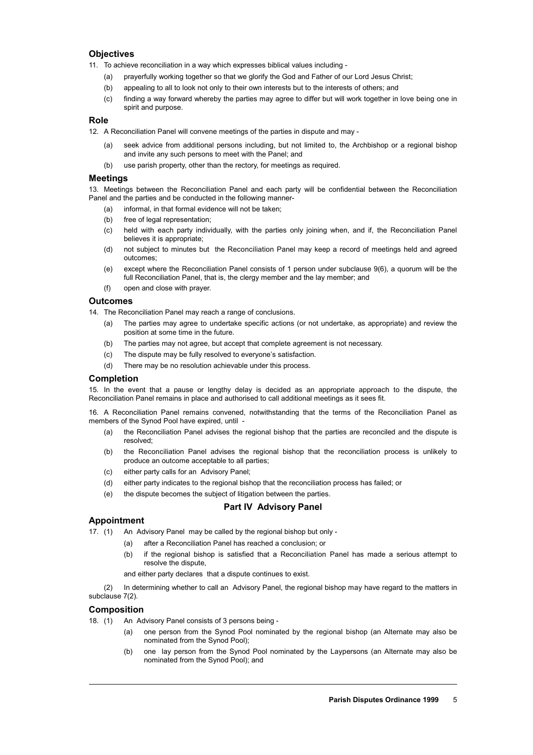### Objectives

11. To achieve reconciliation in a way which expresses biblical values including -

 (a) prayerfully working together so that we glorify the God and Father of our Lord Jesus Christ;

 (b) appealing to all to look not only to their own interests but to the interests of others; and

 (c) finding a way forward whereby the parties may agree to differ but will work together in love being one in spirit and purpose.

### Role

12. A Reconciliation Panel will convene meetings of the parties in dispute and may -

 (a) seek advice from additional persons including, but not limited to, the Archbishop or a regional bishop and invite any such persons to meet with the Panel; and

 (b) use parish property, other than the rectory, for meetings as required.

### Meetings

13. Meetings between the Reconciliation Panel and each party will be confidential between the Reconciliation Panel and the parties and be conducted in the following manner-

 (a) informal, in that formal evidence will not be taken;

 (b) free of legal representation;

 (c) held with each party individually, with the parties only joining when, and if, the Reconciliation Panel believes it is appropriate;

 (d) not subject to minutes but the Reconciliation Panel may keep a record of meetings held and agreed outcomes;

 (e) except where the Reconciliation Panel consists of 1 person under subclause 9(6), a quorum will be the full Reconciliation Panel, that is, the clergy member and the lay member; and

 (f) open and close with prayer.

### Outcomes

14. The Reconciliation Panel may reach a range of conclusions.

 (a) The parties may agree to undertake specific actions (or not undertake, as appropriate) and review the position at some time in the future.

 (b) The parties may not agree, but accept that complete agreement is not necessary.

 (c) The dispute may be fully resolved to everyone's satisfaction.

 (d) There may be no resolution achievable under this process.

### Completion

15. In the event that a pause or lengthy delay is decided as an appropriate approach to the dispute, the Reconciliation Panel remains in place and authorised to call additional meetings as it sees fit.

16. A Reconciliation Panel remains convened, notwithstanding that the terms of the Reconciliation Panel as members of the Synod Pool have expired, until -

 (a) the Reconciliation Panel advises the regional bishop that the parties are reconciled and the dispute is resolved;

 (b) the Reconciliation Panel advises the regional bishop that the reconciliation process is unlikely to produce an outcome acceptable to all parties;

 (c) either party calls for an Advisory Panel;

 (d) either party indicates to the regional bishop that the reconciliation process has failed; or

 (e) the dispute becomes the subject of litigation between the parties.

## Part IV Advisory Panel

### Appointment

17. (1) An Advisory Panel may be called by the regional bishop but only -

 (a) after a Reconciliation Panel has reached a conclusion; or

 (b) if the regional bishop is satisfied that a Reconciliation Panel has made a serious attempt to resolve the dispute,

 and either party declares that a dispute continues to exist.

(2) In determining whether to call an Advisory Panel, the regional bishop may have regard to the matters in subclause 7(2).

### Composition

18. (1) An Advisory Panel consists of 3 persons being -

 (a) one person from the Synod Pool nominated by the regional bishop (an Alternate may also be nominated from the Synod Pool);

 (b) one lay person from the Synod Pool nominated by the Laypersons (an Alternate may also be nominated from the Synod Pool); and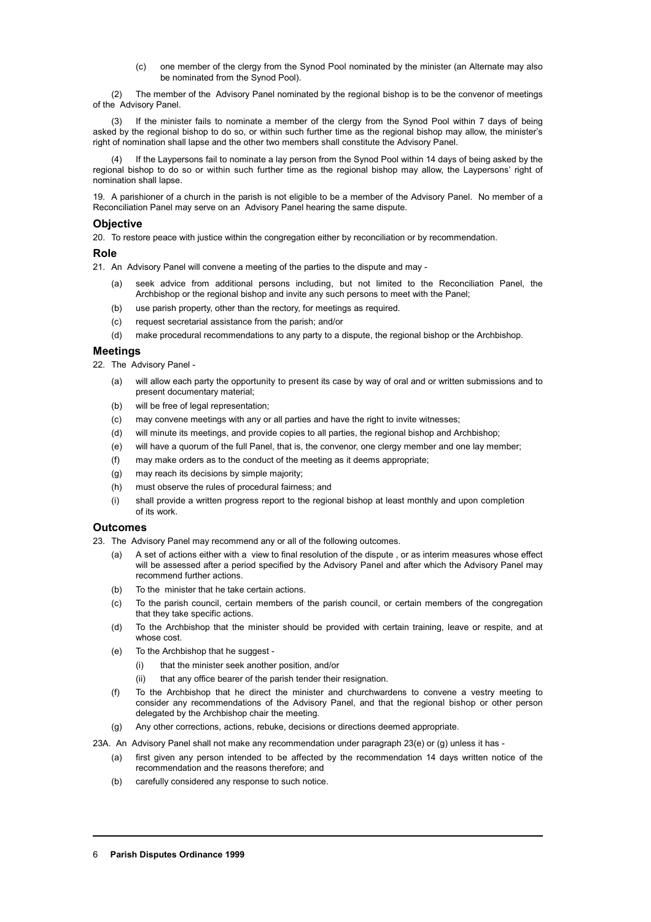(c) one member of the clergy from the Synod Pool nominated by the minister (an Alternate may also be nominated from the Synod Pool).

(2) The member of the Advisory Panel nominated by the regional bishop is to be the convenor of meetings of the Advisory Panel.

(3) If the minister fails to nominate a member of the clergy from the Synod Pool within 7 days of being asked by the regional bishop to do so, or within such further time as the regional bishop may allow, the minister's right of nomination shall lapse and the other two members shall constitute the Advisory Panel.

(4) If the Laypersons fail to nominate a lay person from the Synod Pool within 14 days of being asked by the regional bishop to do so or within such further time as the regional bishop may allow, the Laypersons' right of nomination shall lapse.

19. A parishioner of a church in the parish is not eligible to be a member of the Advisory Panel. No member of a Reconciliation Panel may serve on an Advisory Panel hearing the same dispute.

### Objective

20. To restore peace with justice within the congregation either by reconciliation or by recommendation.

### Role

21. An Advisory Panel will convene a meeting of the parties to the dispute and may -

(a) seek advice from additional persons including, but not limited to the Reconciliation Panel, the Archbishop or the regional bishop and invite any such persons to meet with the Panel;

(b) use parish property, other than the rectory, for meetings as required.

(c) request secretarial assistance from the parish; and/or

(d) make procedural recommendations to any party to a dispute, the regional bishop or the Archbishop.

### Meetings

22. The Advisory Panel -

(a) will allow each party the opportunity to present its case by way of oral and or written submissions and to present documentary material;

(b) will be free of legal representation;

(c) may convene meetings with any or all parties and have the right to invite witnesses;

(d) will minute its meetings, and provide copies to all parties, the regional bishop and Archbishop;

(e) will have a quorum of the full Panel, that is, the convenor, one clergy member and one lay member;

(f) may make orders as to the conduct of the meeting as it deems appropriate;

(g) may reach its decisions by simple majority;

(h) must observe the rules of procedural fairness; and

(i) shall provide a written progress report to the regional bishop at least monthly and upon completion of its work.

### Outcomes

23. The Advisory Panel may recommend any or all of the following outcomes.

(a) A set of actions either with a view to final resolution of the dispute , or as interim measures whose effect will be assessed after a period specified by the Advisory Panel and after which the Advisory Panel may recommend further actions.

(b) To the minister that he take certain actions.

(c) To the parish council, certain members of the parish council, or certain members of the congregation that they take specific actions.

(d) To the Archbishop that the minister should be provided with certain training, leave or respite, and at whose cost.

(e) To the Archbishop that he suggest -

  (i) that the minister seek another position, and/or

  (ii) that any office bearer of the parish tender their resignation.

(f) To the Archbishop that he direct the minister and churchwardens to convene a vestry meeting to consider any recommendations of the Advisory Panel, and that the regional bishop or other person delegated by the Archbishop chair the meeting.

(g) Any other corrections, actions, rebuke, decisions or directions deemed appropriate.

23A. An Advisory Panel shall not make any recommendation under paragraph 23(e) or (g) unless it has -

(a) first given any person intended to be affected by the recommendation 14 days written notice of the recommendation and the reasons therefore; and

(b) carefully considered any response to such notice.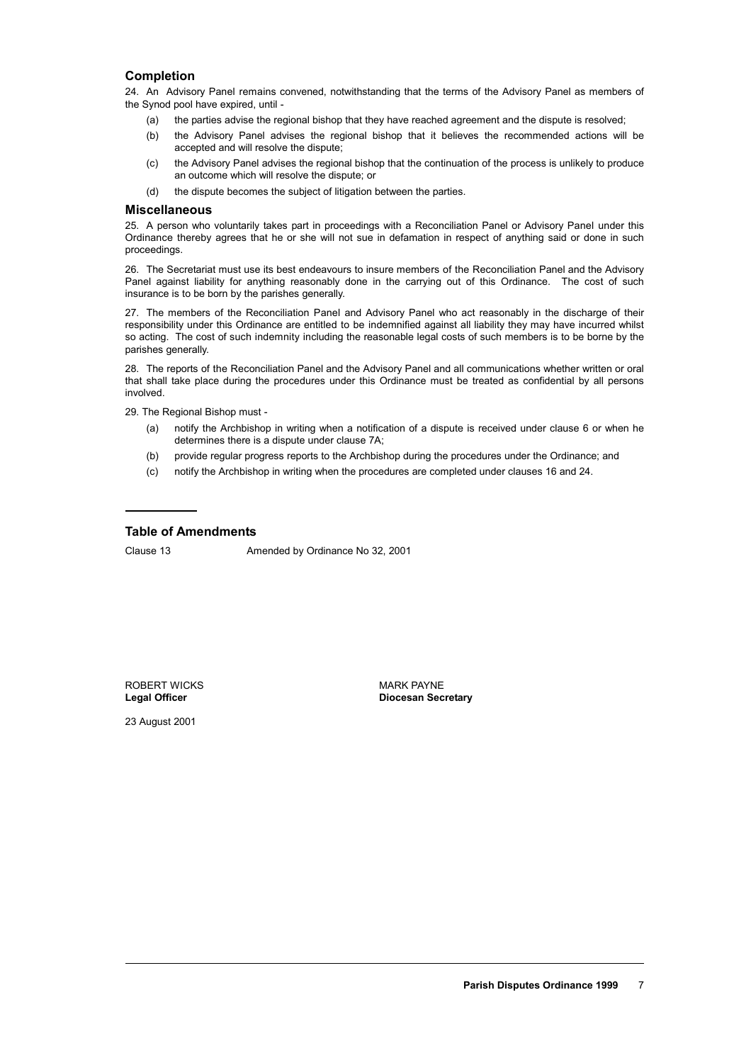## Completion

24. An Advisory Panel remains convened, notwithstanding that the terms of the Advisory Panel as members of the Synod pool have expired, until -

(a) the parties advise the regional bishop that they have reached agreement and the dispute is resolved;

(b) the Advisory Panel advises the regional bishop that it believes the recommended actions will be accepted and will resolve the dispute;

(c) the Advisory Panel advises the regional bishop that the continuation of the process is unlikely to produce an outcome which will resolve the dispute; or

(d) the dispute becomes the subject of litigation between the parties.

## Miscellaneous

25. A person who voluntarily takes part in proceedings with a Reconciliation Panel or Advisory Panel under this Ordinance thereby agrees that he or she will not sue in defamation in respect of anything said or done in such proceedings.

26. The Secretariat must use its best endeavours to insure members of the Reconciliation Panel and the Advisory Panel against liability for anything reasonably done in the carrying out of this Ordinance. The cost of such insurance is to be born by the parishes generally.

27. The members of the Reconciliation Panel and Advisory Panel who act reasonably in the discharge of their responsibility under this Ordinance are entitled to be indemnified against all liability they may have incurred whilst so acting. The cost of such indemnity including the reasonable legal costs of such members is to be borne by the parishes generally.

28. The reports of the Reconciliation Panel and the Advisory Panel and all communications whether written or oral that shall take place during the procedures under this Ordinance must be treated as confidential by all persons involved.

29. The Regional Bishop must -

(a) notify the Archbishop in writing when a notification of a dispute is received under clause 6 or when he determines there is a dispute under clause 7A;

(b) provide regular progress reports to the Archbishop during the procedures under the Ordinance; and

(c) notify the Archbishop in writing when the procedures are completed under clauses 16 and 24.

---

## Table of Amendments

| | |
|---|---|
| Clause 13 | Amended by Ordinance No 32, 2001 |

ROBERT WICKS
**Legal Officer**

MARK PAYNE
**Diocesan Secretary**

23 August 2001